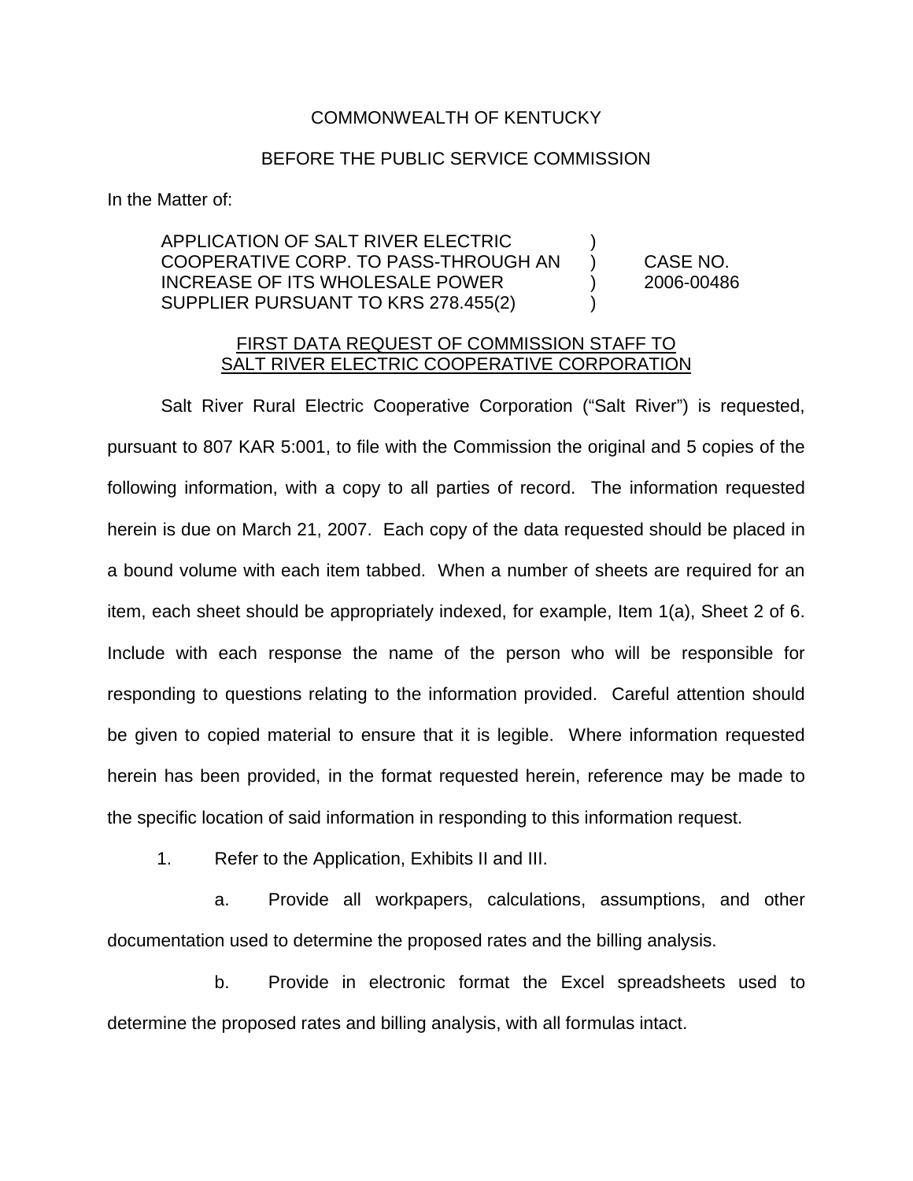COMMONWEALTH OF KENTUCKY

BEFORE THE PUBLIC SERVICE COMMISSION

In the Matter of:

| | | |
|---|---|---|
| APPLICATION OF SALT RIVER ELECTRIC COOPERATIVE CORP. TO PASS-THROUGH AN INCREASE OF ITS WHOLESALE POWER SUPPLIER PURSUANT TO KRS 278.455(2) | ) ) ) ) | CASE NO. 2006-00486 |

FIRST DATA REQUEST OF COMMISSION STAFF TO SALT RIVER ELECTRIC COOPERATIVE CORPORATION

Salt River Rural Electric Cooperative Corporation ("Salt River") is requested, pursuant to 807 KAR 5:001, to file with the Commission the original and 5 copies of the following information, with a copy to all parties of record. The information requested herein is due on March 21, 2007. Each copy of the data requested should be placed in a bound volume with each item tabbed. When a number of sheets are required for an item, each sheet should be appropriately indexed, for example, Item 1(a), Sheet 2 of 6. Include with each response the name of the person who will be responsible for responding to questions relating to the information provided. Careful attention should be given to copied material to ensure that it is legible. Where information requested herein has been provided, in the format requested herein, reference may be made to the specific location of said information in responding to this information request.

1. Refer to the Application, Exhibits II and III.

   a. Provide all workpapers, calculations, assumptions, and other documentation used to determine the proposed rates and the billing analysis.

   b. Provide in electronic format the Excel spreadsheets used to determine the proposed rates and billing analysis, with all formulas intact.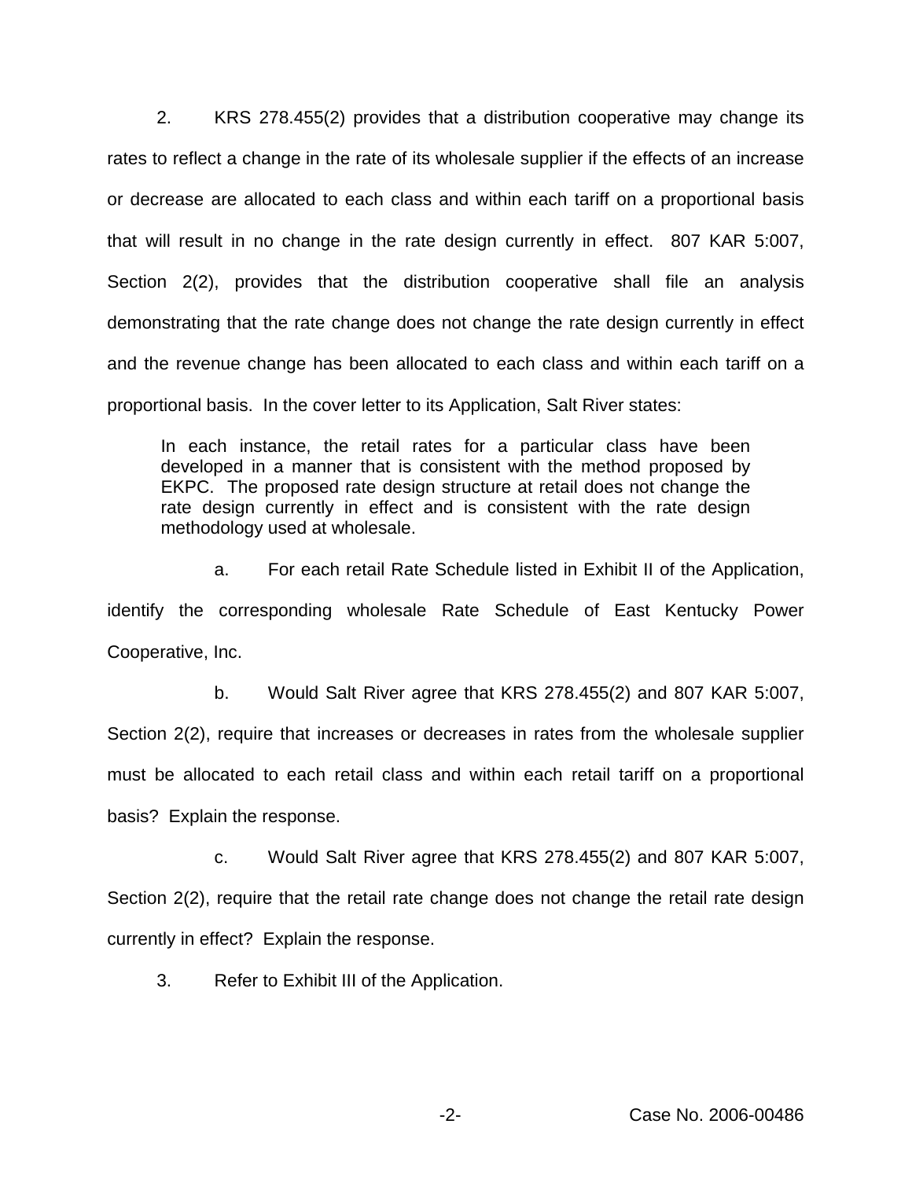2. KRS 278.455(2) provides that a distribution cooperative may change its rates to reflect a change in the rate of its wholesale supplier if the effects of an increase or decrease are allocated to each class and within each tariff on a proportional basis that will result in no change in the rate design currently in effect. 807 KAR 5:007, Section 2(2), provides that the distribution cooperative shall file an analysis demonstrating that the rate change does not change the rate design currently in effect and the revenue change has been allocated to each class and within each tariff on a proportional basis. In the cover letter to its Application, Salt River states:

> In each instance, the retail rates for a particular class have been developed in a manner that is consistent with the method proposed by EKPC. The proposed rate design structure at retail does not change the rate design currently in effect and is consistent with the rate design methodology used at wholesale.

a. For each retail Rate Schedule listed in Exhibit II of the Application, identify the corresponding wholesale Rate Schedule of East Kentucky Power Cooperative, Inc.

b. Would Salt River agree that KRS 278.455(2) and 807 KAR 5:007, Section 2(2), require that increases or decreases in rates from the wholesale supplier must be allocated to each retail class and within each retail tariff on a proportional basis? Explain the response.

c. Would Salt River agree that KRS 278.455(2) and 807 KAR 5:007, Section 2(2), require that the retail rate change does not change the retail rate design currently in effect? Explain the response.

3. Refer to Exhibit III of the Application.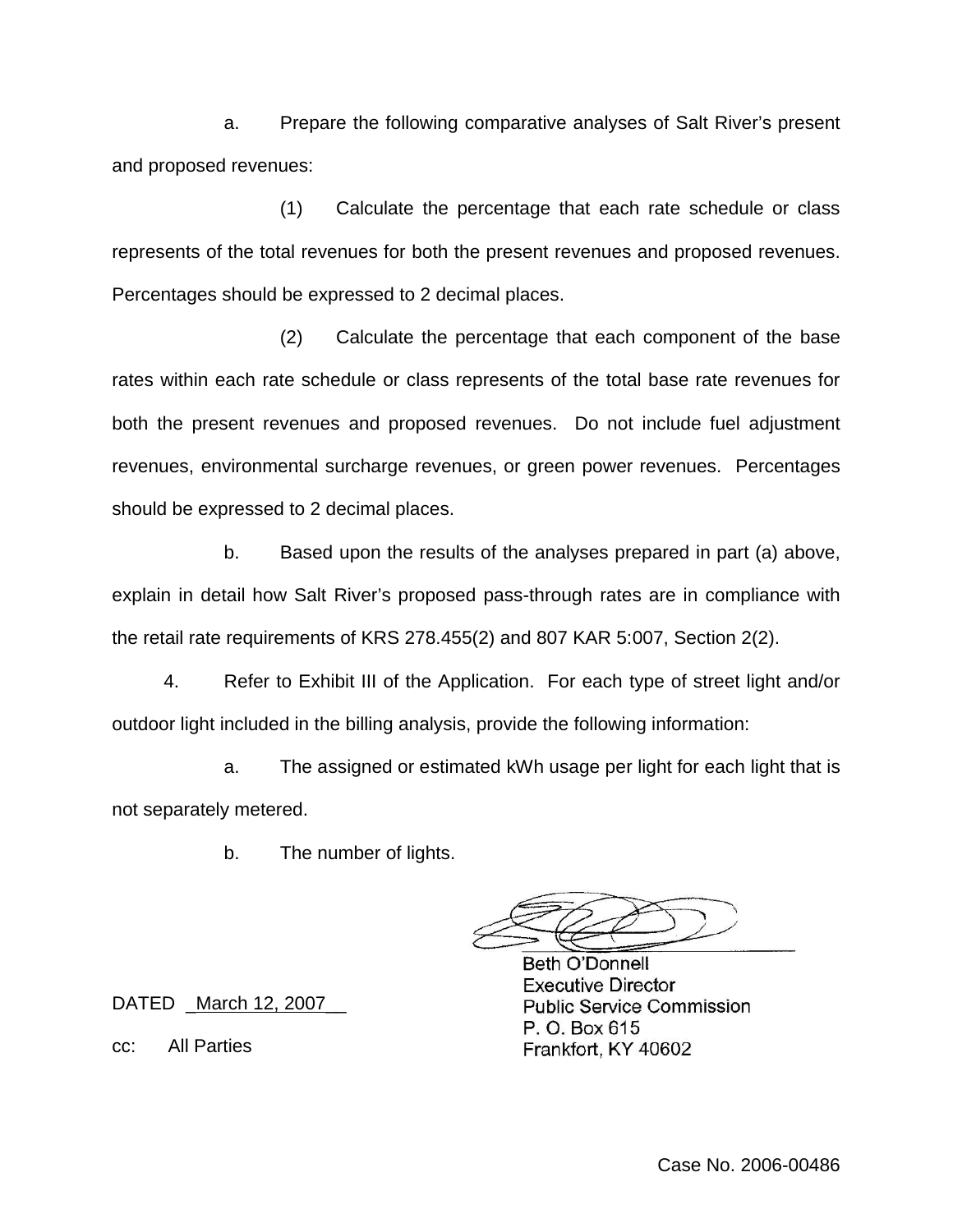a. Prepare the following comparative analyses of Salt River's present and proposed revenues:

(1) Calculate the percentage that each rate schedule or class represents of the total revenues for both the present revenues and proposed revenues. Percentages should be expressed to 2 decimal places.

(2) Calculate the percentage that each component of the base rates within each rate schedule or class represents of the total base rate revenues for both the present revenues and proposed revenues. Do not include fuel adjustment revenues, environmental surcharge revenues, or green power revenues. Percentages should be expressed to 2 decimal places.

b. Based upon the results of the analyses prepared in part (a) above, explain in detail how Salt River's proposed pass-through rates are in compliance with the retail rate requirements of KRS 278.455(2) and 807 KAR 5:007, Section 2(2).

4. Refer to Exhibit III of the Application. For each type of street light and/or outdoor light included in the billing analysis, provide the following information:

a. The assigned or estimated kWh usage per light for each light that is not separately metered.

b. The number of lights.

Beth O'Donnell
Executive Director
Public Service Commission
P. O. Box 615
Frankfort, KY 40602

DATED March 12, 2007

cc: All Parties

Case No. 2006-00486